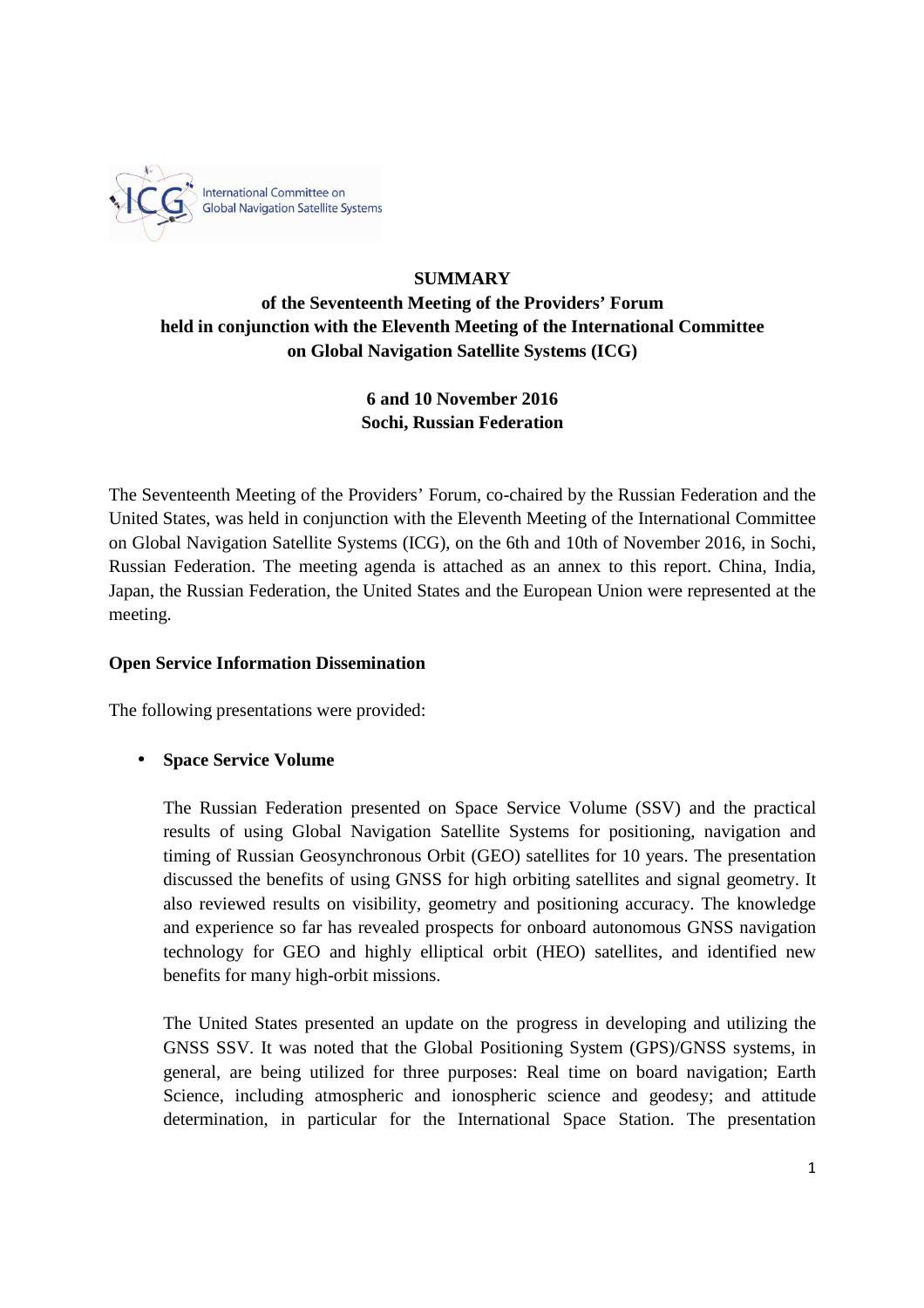International Committee on Global Navigation Satellite Systems

**SUMMARY**

**of the Seventeenth Meeting of the Providers' Forum held in conjunction with the Eleventh Meeting of the International Committee on Global Navigation Satellite Systems (ICG)**

**6 and 10 November 2016**
**Sochi, Russian Federation**

The Seventeenth Meeting of the Providers' Forum, co-chaired by the Russian Federation and the United States, was held in conjunction with the Eleventh Meeting of the International Committee on Global Navigation Satellite Systems (ICG), on the 6th and 10th of November 2016, in Sochi, Russian Federation. The meeting agenda is attached as an annex to this report. China, India, Japan, the Russian Federation, the United States and the European Union were represented at the meeting.

**Open Service Information Dissemination**

The following presentations were provided:

- **Space Service Volume**

  The Russian Federation presented on Space Service Volume (SSV) and the practical results of using Global Navigation Satellite Systems for positioning, navigation and timing of Russian Geosynchronous Orbit (GEO) satellites for 10 years. The presentation discussed the benefits of using GNSS for high orbiting satellites and signal geometry. It also reviewed results on visibility, geometry and positioning accuracy. The knowledge and experience so far has revealed prospects for onboard autonomous GNSS navigation technology for GEO and highly elliptical orbit (HEO) satellites, and identified new benefits for many high-orbit missions.

  The United States presented an update on the progress in developing and utilizing the GNSS SSV. It was noted that the Global Positioning System (GPS)/GNSS systems, in general, are being utilized for three purposes: Real time on board navigation; Earth Science, including atmospheric and ionospheric science and geodesy; and attitude determination, in particular for the International Space Station. The presentation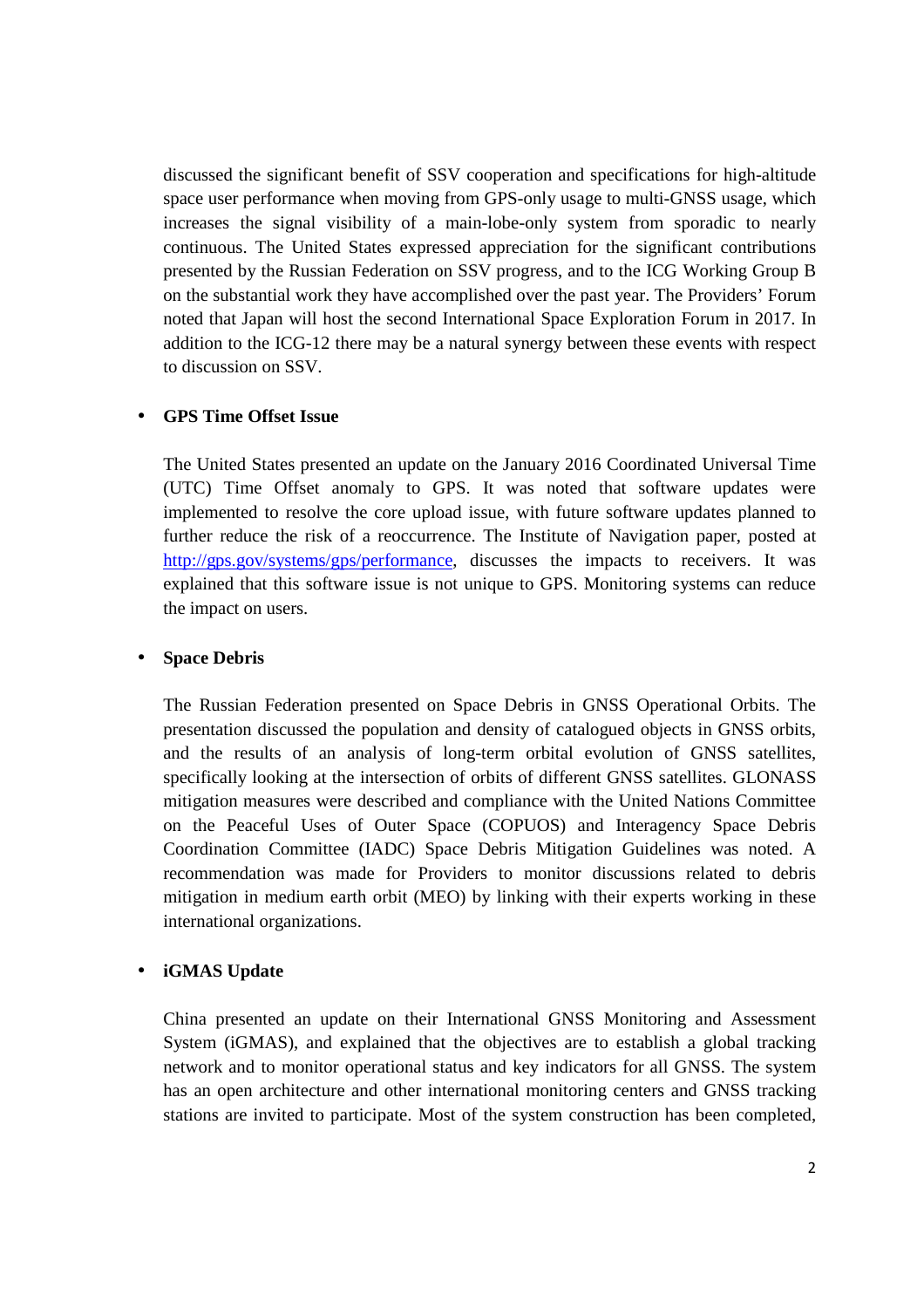discussed the significant benefit of SSV cooperation and specifications for high-altitude space user performance when moving from GPS-only usage to multi-GNSS usage, which increases the signal visibility of a main-lobe-only system from sporadic to nearly continuous. The United States expressed appreciation for the significant contributions presented by the Russian Federation on SSV progress, and to the ICG Working Group B on the substantial work they have accomplished over the past year. The Providers' Forum noted that Japan will host the second International Space Exploration Forum in 2017. In addition to the ICG-12 there may be a natural synergy between these events with respect to discussion on SSV.

- **GPS Time Offset Issue**

  The United States presented an update on the January 2016 Coordinated Universal Time (UTC) Time Offset anomaly to GPS. It was noted that software updates were implemented to resolve the core upload issue, with future software updates planned to further reduce the risk of a reoccurrence. The Institute of Navigation paper, posted at [http://gps.gov/systems/gps/performance](http://gps.gov/systems/gps/performance), discusses the impacts to receivers. It was explained that this software issue is not unique to GPS. Monitoring systems can reduce the impact on users.

- **Space Debris**

  The Russian Federation presented on Space Debris in GNSS Operational Orbits. The presentation discussed the population and density of catalogued objects in GNSS orbits, and the results of an analysis of long-term orbital evolution of GNSS satellites, specifically looking at the intersection of orbits of different GNSS satellites. GLONASS mitigation measures were described and compliance with the United Nations Committee on the Peaceful Uses of Outer Space (COPUOS) and Interagency Space Debris Coordination Committee (IADC) Space Debris Mitigation Guidelines was noted. A recommendation was made for Providers to monitor discussions related to debris mitigation in medium earth orbit (MEO) by linking with their experts working in these international organizations.

- **iGMAS Update**

  China presented an update on their International GNSS Monitoring and Assessment System (iGMAS), and explained that the objectives are to establish a global tracking network and to monitor operational status and key indicators for all GNSS. The system has an open architecture and other international monitoring centers and GNSS tracking stations are invited to participate. Most of the system construction has been completed,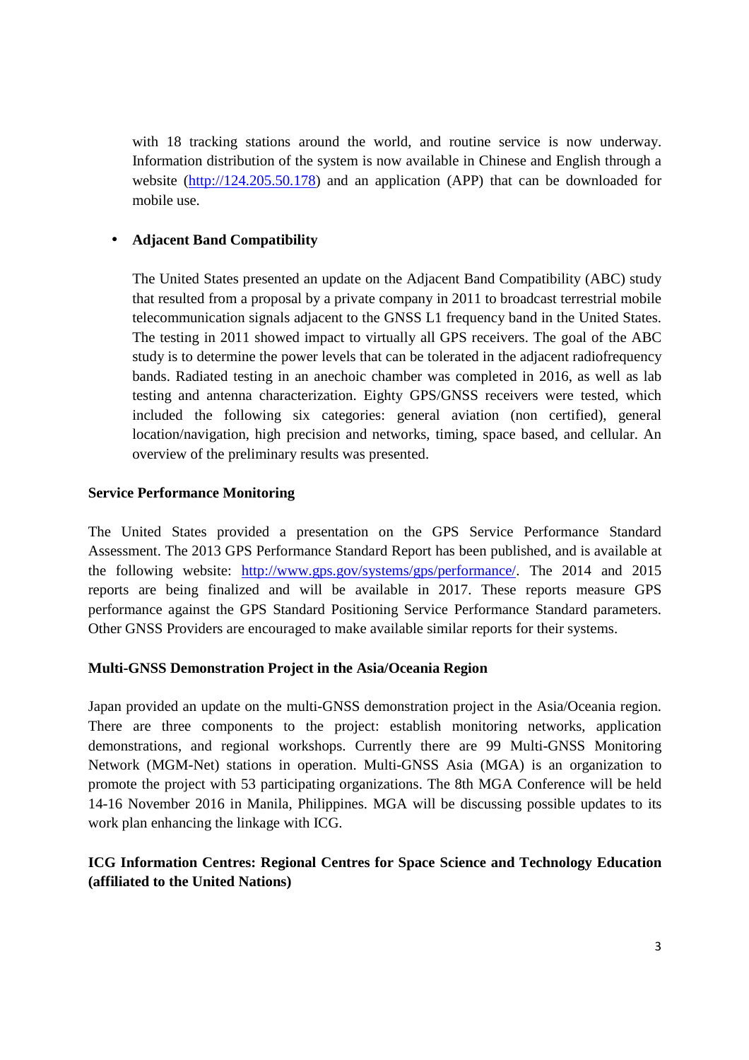with 18 tracking stations around the world, and routine service is now underway. Information distribution of the system is now available in Chinese and English through a website (http://124.205.50.178) and an application (APP) that can be downloaded for mobile use.

- **Adjacent Band Compatibility**

  The United States presented an update on the Adjacent Band Compatibility (ABC) study that resulted from a proposal by a private company in 2011 to broadcast terrestrial mobile telecommunication signals adjacent to the GNSS L1 frequency band in the United States. The testing in 2011 showed impact to virtually all GPS receivers. The goal of the ABC study is to determine the power levels that can be tolerated in the adjacent radiofrequency bands. Radiated testing in an anechoic chamber was completed in 2016, as well as lab testing and antenna characterization. Eighty GPS/GNSS receivers were tested, which included the following six categories: general aviation (non certified), general location/navigation, high precision and networks, timing, space based, and cellular. An overview of the preliminary results was presented.

**Service Performance Monitoring**

The United States provided a presentation on the GPS Service Performance Standard Assessment. The 2013 GPS Performance Standard Report has been published, and is available at the following website: http://www.gps.gov/systems/gps/performance/. The 2014 and 2015 reports are being finalized and will be available in 2017. These reports measure GPS performance against the GPS Standard Positioning Service Performance Standard parameters. Other GNSS Providers are encouraged to make available similar reports for their systems.

**Multi-GNSS Demonstration Project in the Asia/Oceania Region**

Japan provided an update on the multi-GNSS demonstration project in the Asia/Oceania region. There are three components to the project: establish monitoring networks, application demonstrations, and regional workshops. Currently there are 99 Multi-GNSS Monitoring Network (MGM-Net) stations in operation. Multi-GNSS Asia (MGA) is an organization to promote the project with 53 participating organizations. The 8th MGA Conference will be held 14-16 November 2016 in Manila, Philippines. MGA will be discussing possible updates to its work plan enhancing the linkage with ICG.

**ICG Information Centres: Regional Centres for Space Science and Technology Education (affiliated to the United Nations)**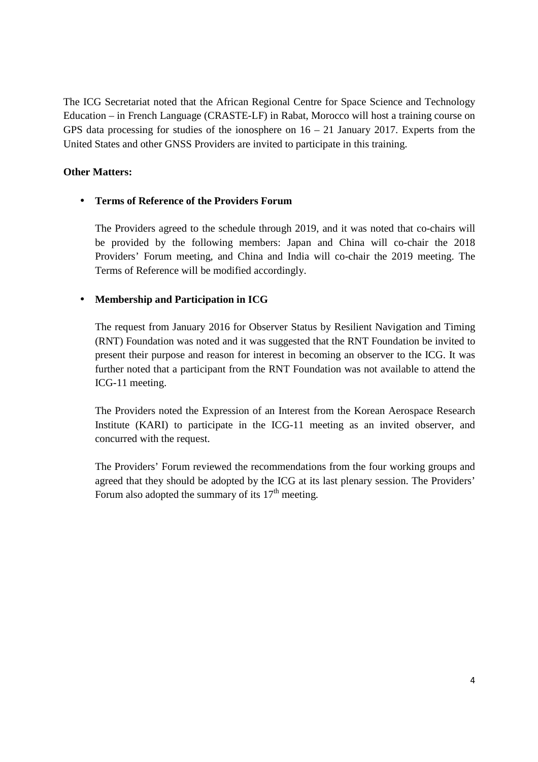The ICG Secretariat noted that the African Regional Centre for Space Science and Technology Education – in French Language (CRASTE-LF) in Rabat, Morocco will host a training course on GPS data processing for studies of the ionosphere on 16 – 21 January 2017. Experts from the United States and other GNSS Providers are invited to participate in this training.

**Other Matters:**

- **Terms of Reference of the Providers Forum**

  The Providers agreed to the schedule through 2019, and it was noted that co-chairs will be provided by the following members: Japan and China will co-chair the 2018 Providers' Forum meeting, and China and India will co-chair the 2019 meeting. The Terms of Reference will be modified accordingly.

- **Membership and Participation in ICG**

  The request from January 2016 for Observer Status by Resilient Navigation and Timing (RNT) Foundation was noted and it was suggested that the RNT Foundation be invited to present their purpose and reason for interest in becoming an observer to the ICG. It was further noted that a participant from the RNT Foundation was not available to attend the ICG-11 meeting.

  The Providers noted the Expression of an Interest from the Korean Aerospace Research Institute (KARI) to participate in the ICG-11 meeting as an invited observer, and concurred with the request.

  The Providers' Forum reviewed the recommendations from the four working groups and agreed that they should be adopted by the ICG at its last plenary session. The Providers' Forum also adopted the summary of its 17th meeting.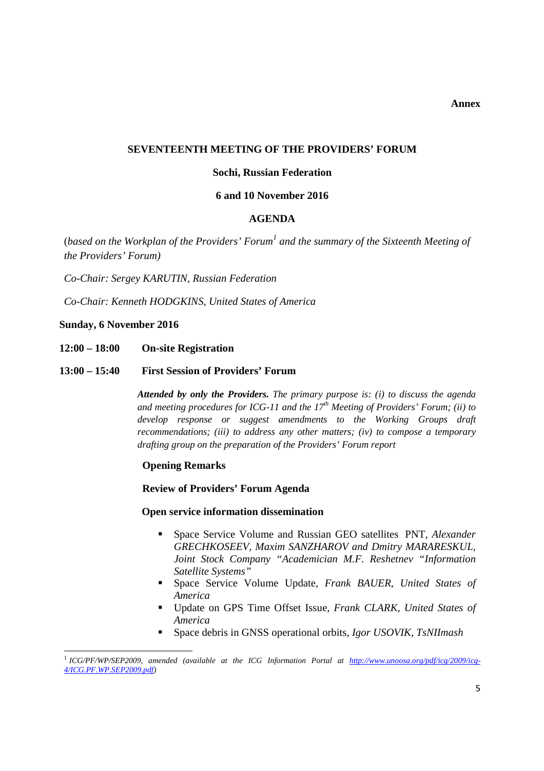**Annex**

# SEVENTEENTH MEETING OF THE PROVIDERS' FORUM

## Sochi, Russian Federation

## 6 and 10 November 2016

## AGENDA

(*based on the Workplan of the Providers' Forum*[1] *and the summary of the Sixteenth Meeting of the Providers' Forum)*

*Co-Chair: Sergey KARUTIN, Russian Federation*

*Co-Chair: Kenneth HODGKINS, United States of America*

**Sunday, 6 November 2016**

**12:00 – 18:00 On-site Registration**

**13:00 – 15:40 First Session of Providers' Forum**

***Attended by only the Providers.*** *The primary purpose is: (i) to discuss the agenda and meeting procedures for ICG-11 and the 17th Meeting of Providers' Forum; (ii) to develop response or suggest amendments to the Working Groups draft recommendations; (iii) to address any other matters; (iv) to compose a temporary drafting group on the preparation of the Providers' Forum report*

**Opening Remarks**

**Review of Providers' Forum Agenda**

**Open service information dissemination**

- Space Service Volume and Russian GEO satellites PNT, *Alexander GRECHKOSEEV, Maxim SANZHAROV and Dmitry MARARESKUL, Joint Stock Company "Academician M.F. Reshetnev "Information Satellite Systems"*
- Space Service Volume Update, *Frank BAUER, United States of America*
- Update on GPS Time Offset Issue, *Frank CLARK, United States of America*
- Space debris in GNSS operational orbits, *Igor USOVIK, TsNIImash*

[1] *ICG/PF/WP/SEP2009, amended (available at the ICG Information Portal at http://www.unoosa.org/pdf/icg/2009/icg-4/ICG.PF.WP.SEP2009.pdf)*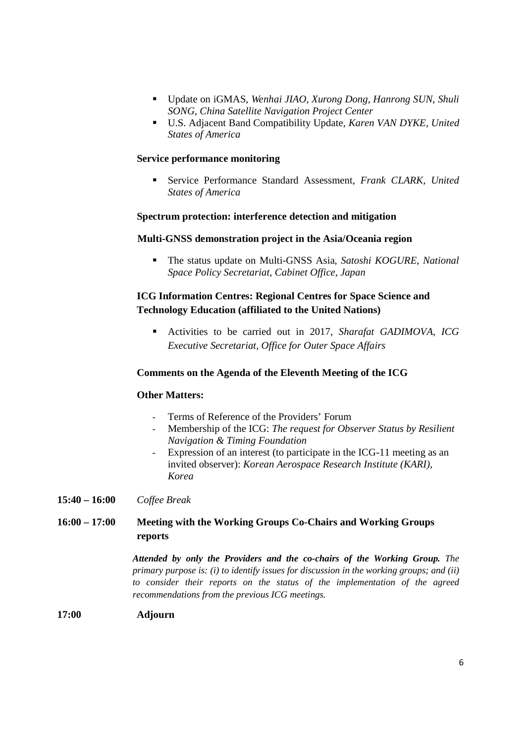- Update on iGMAS, *Wenhai JIAO, Xurong Dong, Hanrong SUN, Shuli SONG, China Satellite Navigation Project Center*
- U.S. Adjacent Band Compatibility Update, *Karen VAN DYKE, United States of America*

**Service performance monitoring**

- Service Performance Standard Assessment, *Frank CLARK, United States of America*

**Spectrum protection: interference detection and mitigation**

**Multi-GNSS demonstration project in the Asia/Oceania region**

- The status update on Multi-GNSS Asia, *Satoshi KOGURE, National Space Policy Secretariat, Cabinet Office, Japan*

**ICG Information Centres: Regional Centres for Space Science and Technology Education (affiliated to the United Nations)**

- Activities to be carried out in 2017, *Sharafat GADIMOVA, ICG Executive Secretariat, Office for Outer Space Affairs*

**Comments on the Agenda of the Eleventh Meeting of the ICG**

**Other Matters:**

- Terms of Reference of the Providers' Forum
- Membership of the ICG: *The request for Observer Status by Resilient Navigation & Timing Foundation*
- Expression of an interest (to participate in the ICG-11 meeting as an invited observer): *Korean Aerospace Research Institute (KARI), Korea*

**15:40 – 16:00** *Coffee Break*

**16:00 – 17:00** **Meeting with the Working Groups Co-Chairs and Working Groups reports**

***Attended by only the Providers and the co-chairs of the Working Group.*** *The primary purpose is: (i) to identify issues for discussion in the working groups; and (ii) to consider their reports on the status of the implementation of the agreed recommendations from the previous ICG meetings.*

**17:00** **Adjourn**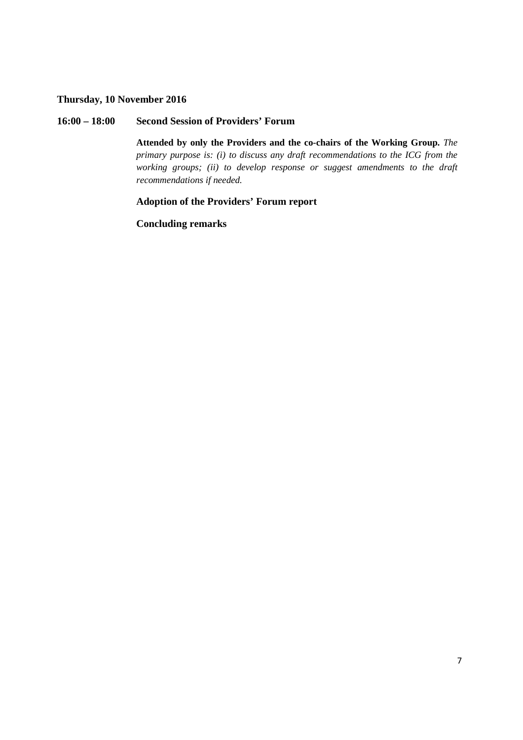**Thursday, 10 November 2016**

**16:00 – 18:00 Second Session of Providers' Forum**

**Attended by only the Providers and the co-chairs of the Working Group.** *The primary purpose is: (i) to discuss any draft recommendations to the ICG from the working groups; (ii) to develop response or suggest amendments to the draft recommendations if needed.*

**Adoption of the Providers' Forum report**

**Concluding remarks**